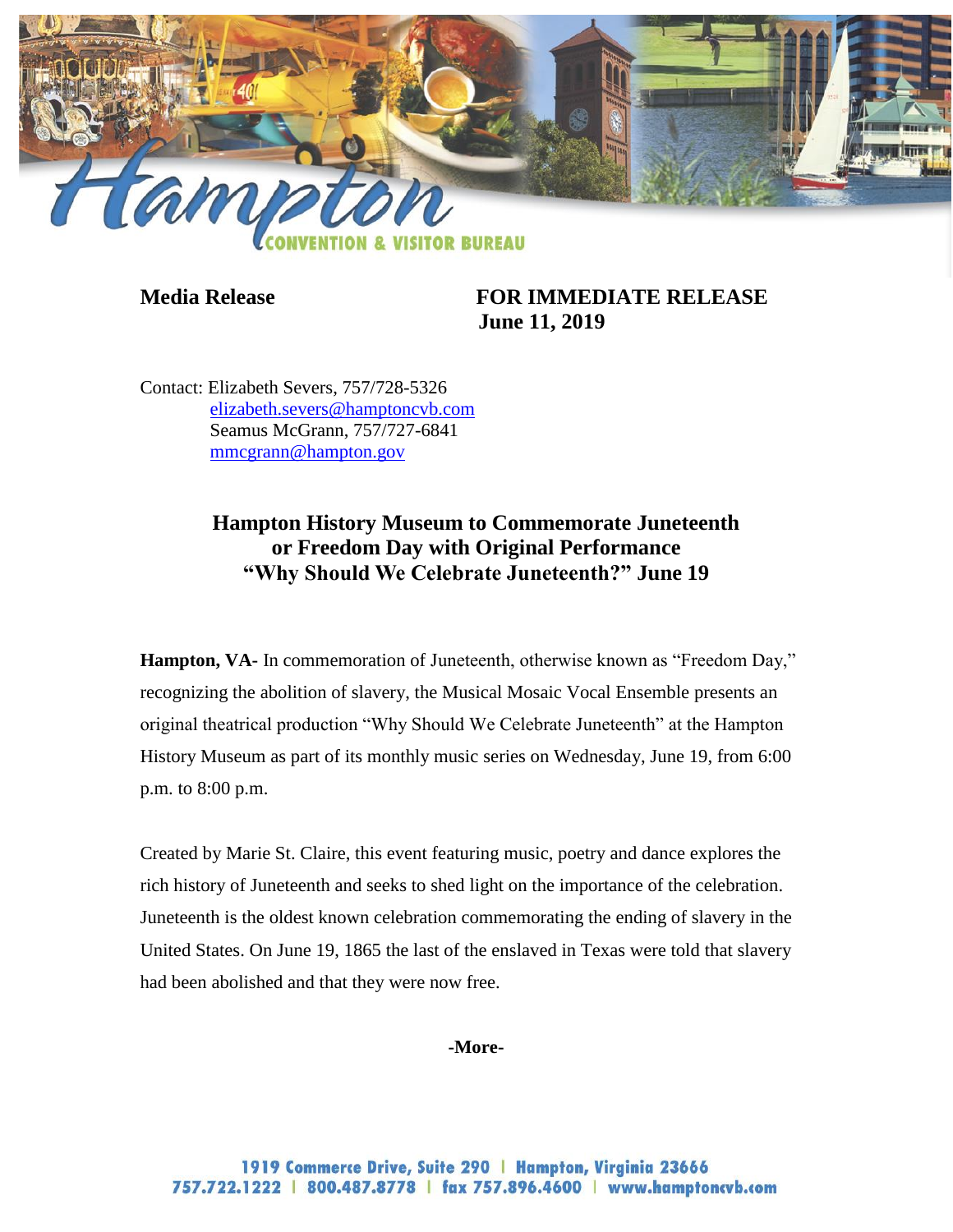Hampton

CONVENTION & VISITOR BUREAU

**Media Release** **FOR IMMEDIATE RELEASE**
**June 11, 2019**

Contact: Elizabeth Severs, 757/728-5326
elizabeth.severs@hamptoncvb.com
Seamus McGrann, 757/727-6841
mmcgrann@hampton.gov

## Hampton History Museum to Commemorate Juneteenth or Freedom Day with Original Performance "Why Should We Celebrate Juneteenth?" June 19

**Hampton, VA-** In commemoration of Juneteenth, otherwise known as "Freedom Day," recognizing the abolition of slavery, the Musical Mosaic Vocal Ensemble presents an original theatrical production "Why Should We Celebrate Juneteenth" at the Hampton History Museum as part of its monthly music series on Wednesday, June 19, from 6:00 p.m. to 8:00 p.m.

Created by Marie St. Claire, this event featuring music, poetry and dance explores the rich history of Juneteenth and seeks to shed light on the importance of the celebration. Juneteenth is the oldest known celebration commemorating the ending of slavery in the United States. On June 19, 1865 the last of the enslaved in Texas were told that slavery had been abolished and that they were now free.

**-More-**

1919 Commerce Drive, Suite 290 | Hampton, Virginia 23666
757.722.1222 | 800.487.8778 | fax 757.896.4600 | www.hamptoncvb.com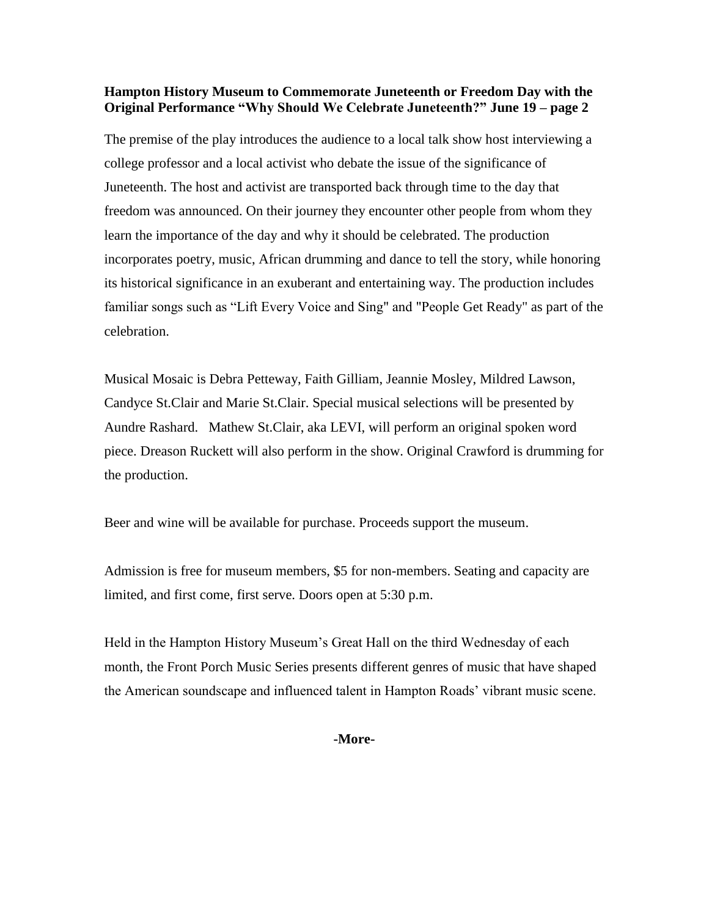**Hampton History Museum to Commemorate Juneteenth or Freedom Day with the Original Performance "Why Should We Celebrate Juneteenth?" June 19 – page 2**

The premise of the play introduces the audience to a local talk show host interviewing a college professor and a local activist who debate the issue of the significance of Juneteenth. The host and activist are transported back through time to the day that freedom was announced. On their journey they encounter other people from whom they learn the importance of the day and why it should be celebrated. The production incorporates poetry, music, African drumming and dance to tell the story, while honoring its historical significance in an exuberant and entertaining way. The production includes familiar songs such as "Lift Every Voice and Sing" and "People Get Ready" as part of the celebration.

Musical Mosaic is Debra Petteway, Faith Gilliam, Jeannie Mosley, Mildred Lawson, Candyce St.Clair and Marie St.Clair. Special musical selections will be presented by Aundre Rashard. Mathew St.Clair, aka LEVI, will perform an original spoken word piece. Dreason Ruckett will also perform in the show. Original Crawford is drumming for the production.

Beer and wine will be available for purchase. Proceeds support the museum.

Admission is free for museum members, $5 for non-members. Seating and capacity are limited, and first come, first serve. Doors open at 5:30 p.m.

Held in the Hampton History Museum's Great Hall on the third Wednesday of each month, the Front Porch Music Series presents different genres of music that have shaped the American soundscape and influenced talent in Hampton Roads' vibrant music scene.

**-More-**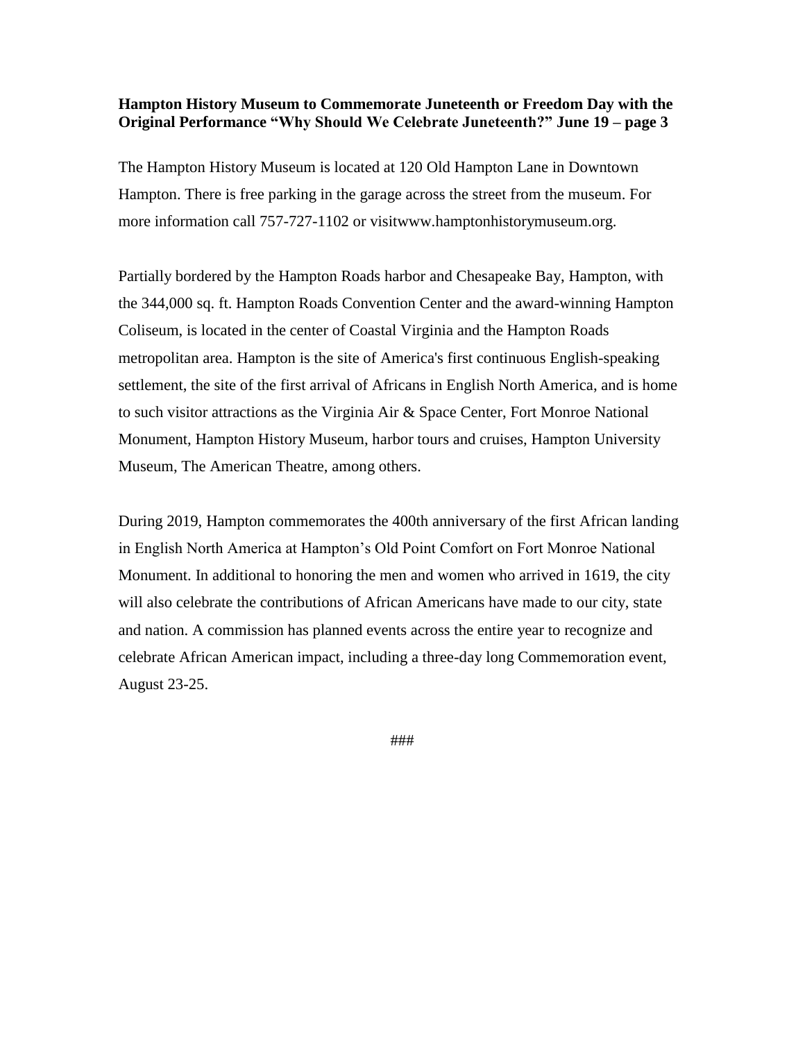**Hampton History Museum to Commemorate Juneteenth or Freedom Day with the Original Performance "Why Should We Celebrate Juneteenth?" June 19 – page 3**

The Hampton History Museum is located at 120 Old Hampton Lane in Downtown Hampton. There is free parking in the garage across the street from the museum. For more information call 757-727-1102 or visitwww.hamptonhistorymuseum.org.

Partially bordered by the Hampton Roads harbor and Chesapeake Bay, Hampton, with the 344,000 sq. ft. Hampton Roads Convention Center and the award-winning Hampton Coliseum, is located in the center of Coastal Virginia and the Hampton Roads metropolitan area. Hampton is the site of America's first continuous English-speaking settlement, the site of the first arrival of Africans in English North America, and is home to such visitor attractions as the Virginia Air & Space Center, Fort Monroe National Monument, Hampton History Museum, harbor tours and cruises, Hampton University Museum, The American Theatre, among others.

During 2019, Hampton commemorates the 400th anniversary of the first African landing in English North America at Hampton's Old Point Comfort on Fort Monroe National Monument. In additional to honoring the men and women who arrived in 1619, the city will also celebrate the contributions of African Americans have made to our city, state and nation. A commission has planned events across the entire year to recognize and celebrate African American impact, including a three-day long Commemoration event, August 23-25.

###